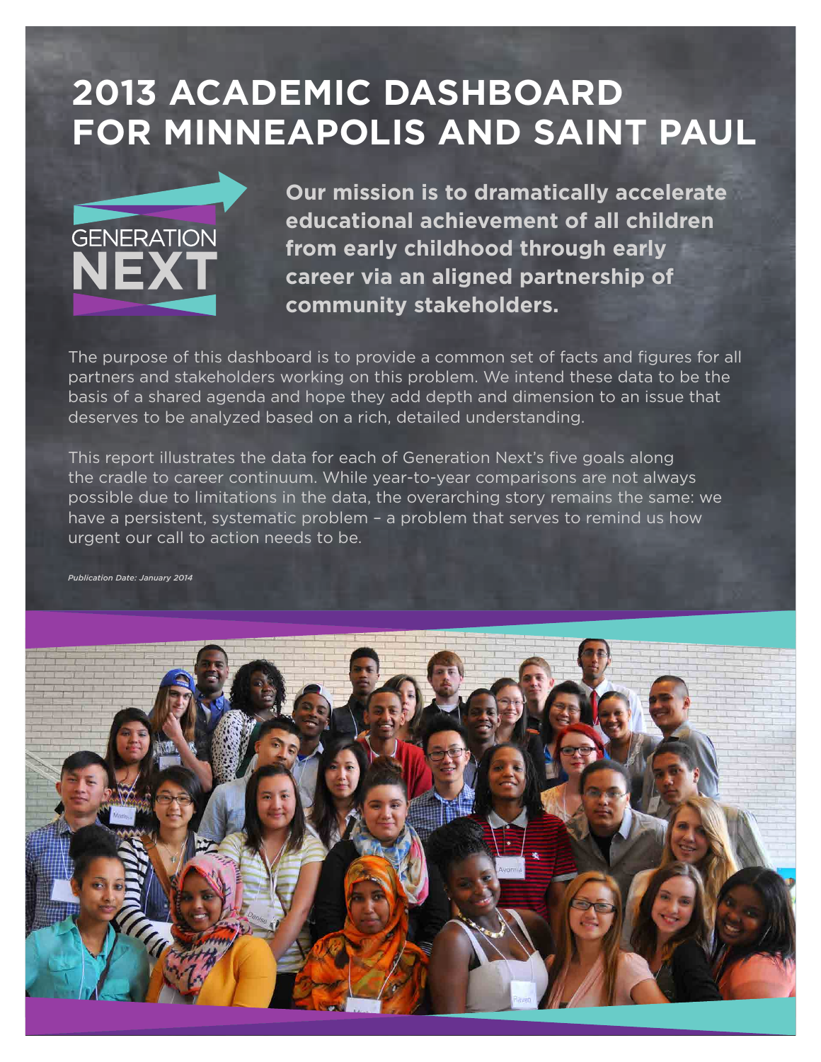# 2013 ACADEMIC DASHBOARD FOR MINNEAPOLIS AND SAINT PAUL

GENERATION NEXT

**Our mission is to dramatically accelerate educational achievement of all children from early childhood through early career via an aligned partnership of community stakeholders.**

The purpose of this dashboard is to provide a common set of facts and figures for all partners and stakeholders working on this problem. We intend these data to be the basis of a shared agenda and hope they add depth and dimension to an issue that deserves to be analyzed based on a rich, detailed understanding.

This report illustrates the data for each of Generation Next's five goals along the cradle to career continuum. While year-to-year comparisons are not always possible due to limitations in the data, the overarching story remains the same: we have a persistent, systematic problem – a problem that serves to remind us how urgent our call to action needs to be.

*Publication Date: January 2014*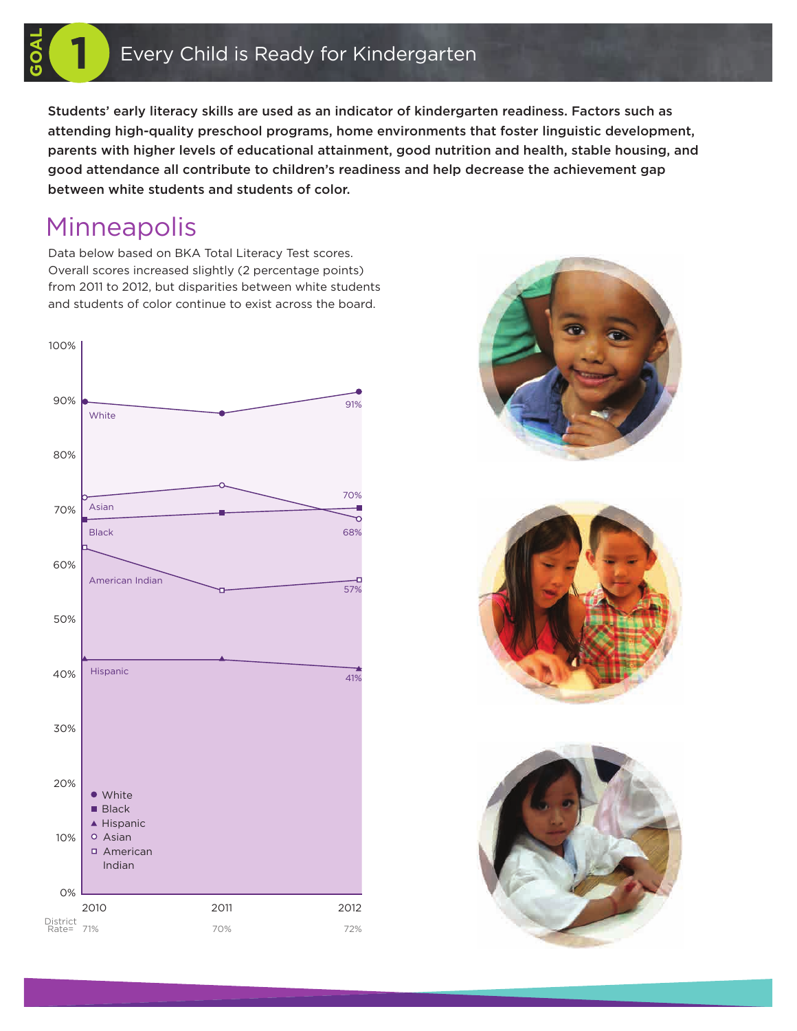# GOAL 1 Every Child is Ready for Kindergarten

**Students' early literacy skills are used as an indicator of kindergarten readiness. Factors such as attending high-quality preschool programs, home environments that foster linguistic development, parents with higher levels of educational attainment, good nutrition and health, stable housing, and good attendance all contribute to children's readiness and help decrease the achievement gap between white students and students of color.**

## Minneapolis

Data below based on BKA Total Literacy Test scores. Overall scores increased slightly (2 percentage points) from 2011 to 2012, but disparities between white students and students of color continue to exist across the board.

| | 2010 | 2011 | 2012 |
|---|---|---|---|
| White | | | 91% |
| Black | | | 70% |
| Asian | | | 68% |
| American Indian | | | 57% |
| Hispanic | | | 41% |
| District Rate= | 71% | 70% | 72% |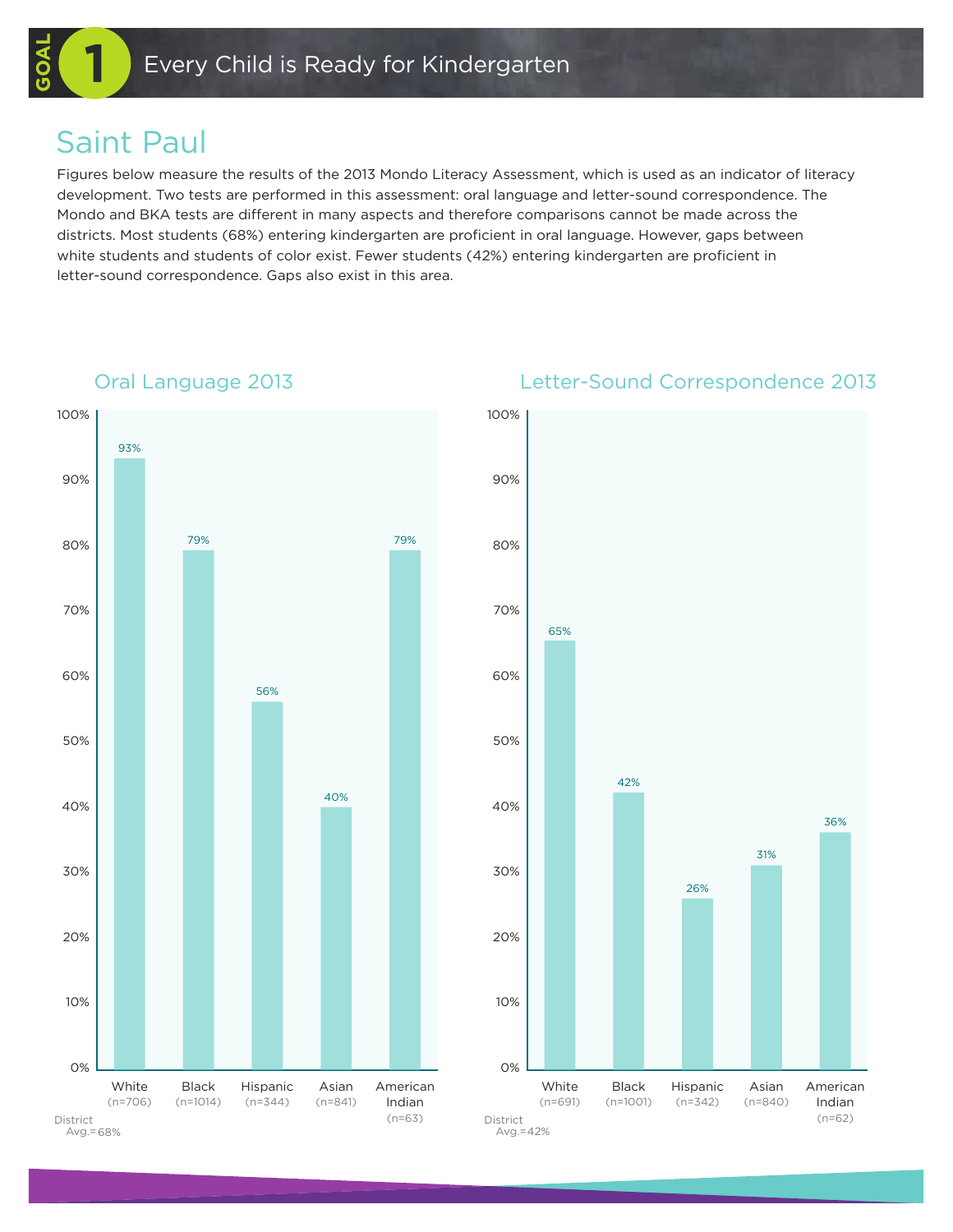# GOAL 1 Every Child is Ready for Kindergarten

## Saint Paul

Figures below measure the results of the 2013 Mondo Literacy Assessment, which is used as an indicator of literacy development. Two tests are performed in this assessment: oral language and letter-sound correspondence. The Mondo and BKA tests are different in many aspects and therefore comparisons cannot be made across the districts. Most students (68%) entering kindergarten are proficient in oral language. However, gaps between white students and students of color exist. Fewer students (42%) entering kindergarten are proficient in letter-sound correspondence. Gaps also exist in this area.

### Oral Language 2013

| Group | Percent |
|---|---|
| White (n=706) | 93% |
| Black (n=1014) | 79% |
| Hispanic (n=344) | 56% |
| Asian (n=841) | 40% |
| American Indian (n=63) | 79% |

District Avg.=68%

### Letter-Sound Correspondence 2013

| Group | Percent |
|---|---|
| White (n=691) | 65% |
| Black (n=1001) | 42% |
| Hispanic (n=342) | 26% |
| Asian (n=840) | 31% |
| American Indian (n=62) | 36% |

District Avg.=42%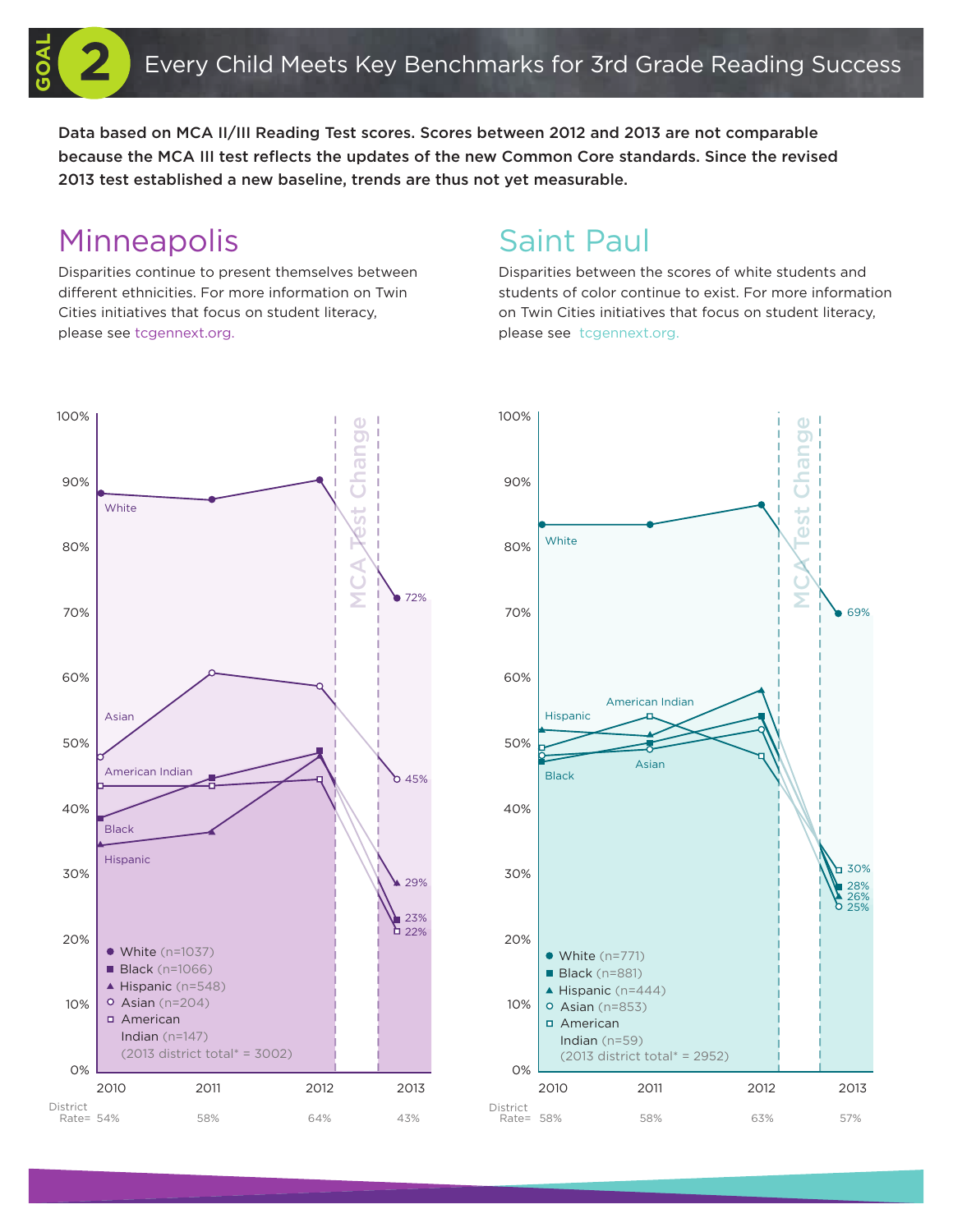# GOAL 2 Every Child Meets Key Benchmarks for 3rd Grade Reading Success

**Data based on MCA II/III Reading Test scores. Scores between 2012 and 2013 are not comparable because the MCA III test reflects the updates of the new Common Core standards. Since the revised 2013 test established a new baseline, trends are thus not yet measurable.**

## Minneapolis

Disparities continue to present themselves between different ethnicities. For more information on Twin Cities initiatives that focus on student literacy, please see tcgennext.org.

- White (n=1037)
- Black (n=1066)
- Hispanic (n=548)
- Asian (n=204)
- American Indian (n=147)

(2013 district total* = 3002)

MCA Test Change

| | 2010 | 2011 | 2012 | 2013 |
|---|---|---|---|---|
| White | | | | 72% |
| Asian | | | | 45% |
| Hispanic | | | | 29% |
| Black | | | | 23% |
| American Indian | | | | 22% |
| District Rate= | 54% | 58% | 64% | 43% |

## Saint Paul

Disparities between the scores of white students and students of color continue to exist. For more information on Twin Cities initiatives that focus on student literacy, please see tcgennext.org.

- White (n=771)
- Black (n=881)
- Hispanic (n=444)
- Asian (n=853)
- American Indian (n=59)

(2013 district total* = 2952)

MCA Test Change

| | 2010 | 2011 | 2012 | 2013 |
|---|---|---|---|---|
| White | | | | 69% |
| American Indian | | | | 30% |
| Black | | | | 28% |
| Hispanic | | | | 26% |
| Asian | | | | 25% |
| District Rate= | 58% | 58% | 63% | 57% |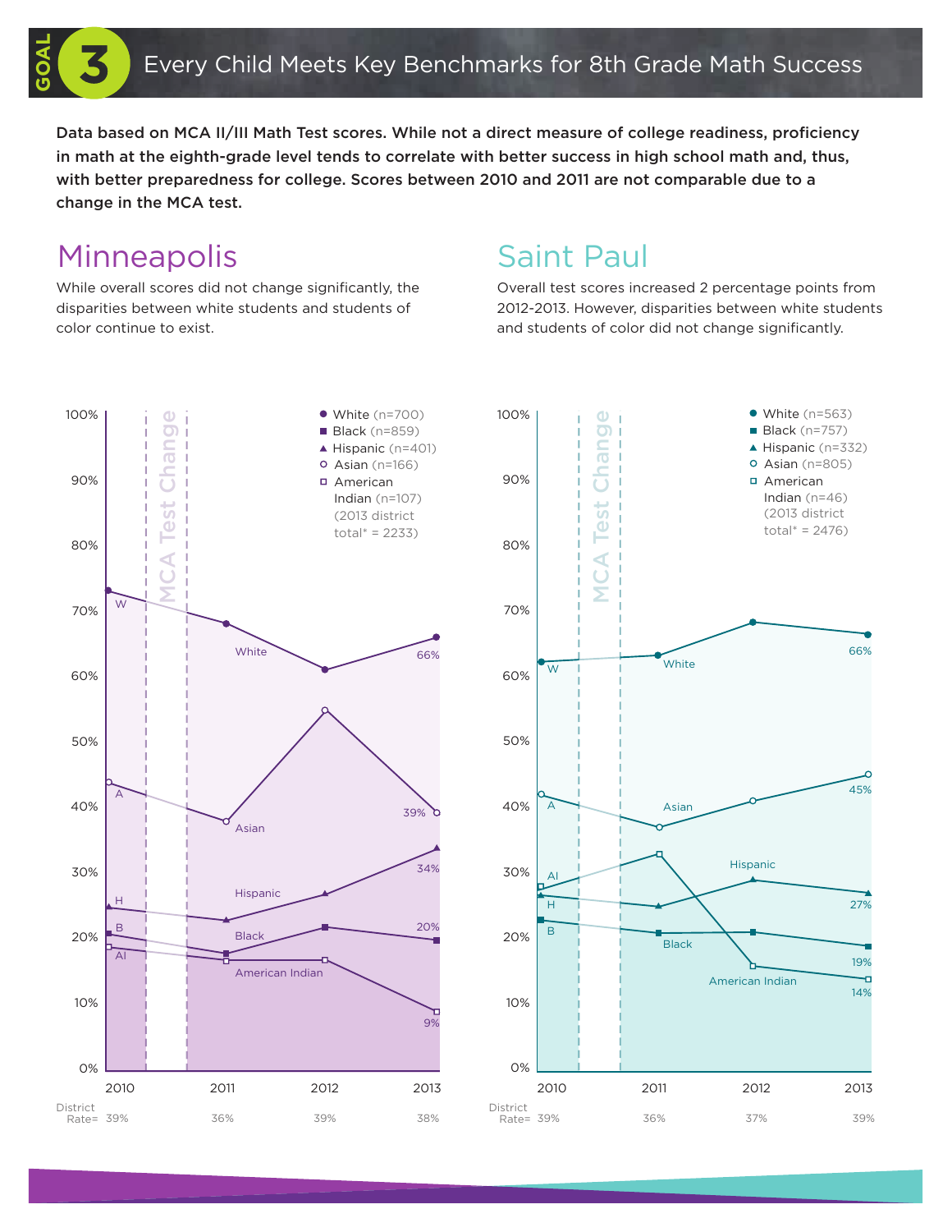# GOAL 3 Every Child Meets Key Benchmarks for 8th Grade Math Success

**Data based on MCA II/III Math Test scores. While not a direct measure of college readiness, proficiency in math at the eighth-grade level tends to correlate with better success in high school math and, thus, with better preparedness for college. Scores between 2010 and 2011 are not comparable due to a change in the MCA test.**

## Minneapolis

While overall scores did not change significantly, the disparities between white students and students of color continue to exist.

- White (n=700)
- Black (n=859)
- Hispanic (n=401)
- Asian (n=166)
- American Indian (n=107)
- (2013 district total* = 2233)

MCA Test Change (between 2010 and 2011)

| | 2010 | 2011 | 2012 | 2013 |
|---|---|---|---|---|
| White | | | | 66% |
| Asian | | | | 39% |
| Hispanic | | | | 34% |
| Black | | | | 20% |
| American Indian | | | | 9% |
| District Rate= | 39% | 36% | 39% | 38% |

## Saint Paul

Overall test scores increased 2 percentage points from 2012-2013. However, disparities between white students and students of color did not change significantly.

- White (n=563)
- Black (n=757)
- Hispanic (n=332)
- Asian (n=805)
- American Indian (n=46)
- (2013 district total* = 2476)

MCA Test Change (between 2010 and 2011)

| | 2010 | 2011 | 2012 | 2013 |
|---|---|---|---|---|
| White | | | | 66% |
| Asian | | | | 45% |
| Hispanic | | | | 27% |
| Black | | | | 19% |
| American Indian | | | | 14% |
| District Rate= | 39% | 36% | 37% | 39% |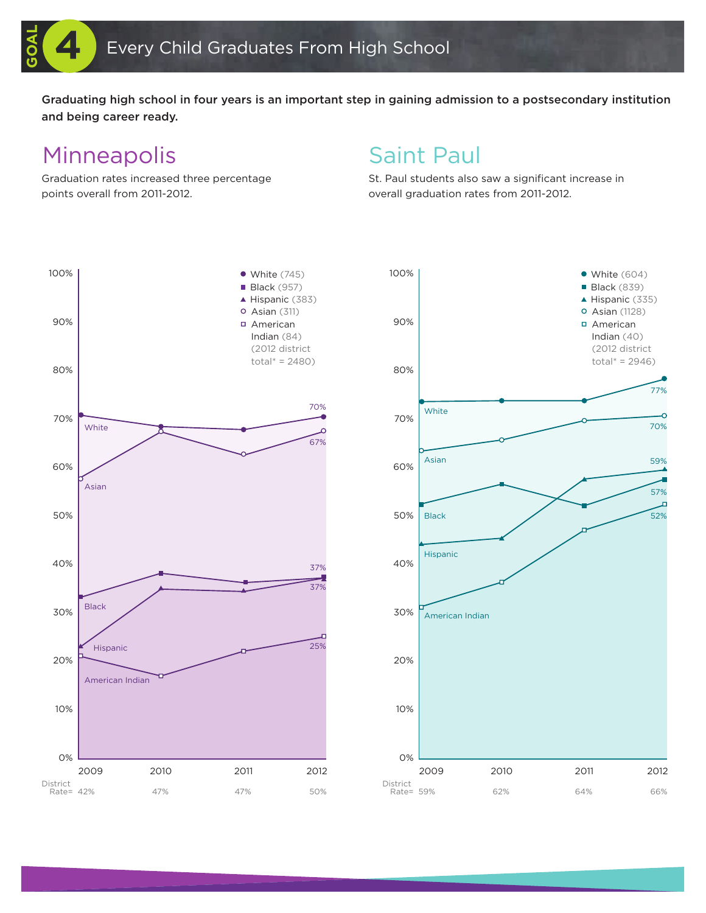# GOAL 4 Every Child Graduates From High School

**Graduating high school in four years is an important step in gaining admission to a postsecondary institution and being career ready.**

## Minneapolis

Graduation rates increased three percentage points overall from 2011-2012.

- White (745)
- Black (957)
- Hispanic (383)
- Asian (311)
- American Indian (84)

(2012 district total* = 2480)

| | 2009 | 2010 | 2011 | 2012 |
|---|---|---|---|---|
| White | | | | 70% |
| Asian | | | | 67% |
| Black | | | | 37% |
| Hispanic | | | | 37% |
| American Indian | | | | 25% |
| District Rate= | 42% | 47% | 47% | 50% |

## Saint Paul

St. Paul students also saw a significant increase in overall graduation rates from 2011-2012.

- White (604)
- Black (839)
- Hispanic (335)
- Asian (1128)
- American Indian (40)

(2012 district total* = 2946)

| | 2009 | 2010 | 2011 | 2012 |
|---|---|---|---|---|
| White | | | | 77% |
| Asian | | | | 70% |
| Hispanic | | | | 59% |
| Black | | | | 57% |
| American Indian | | | | 52% |
| District Rate= | 59% | 62% | 64% | 66% |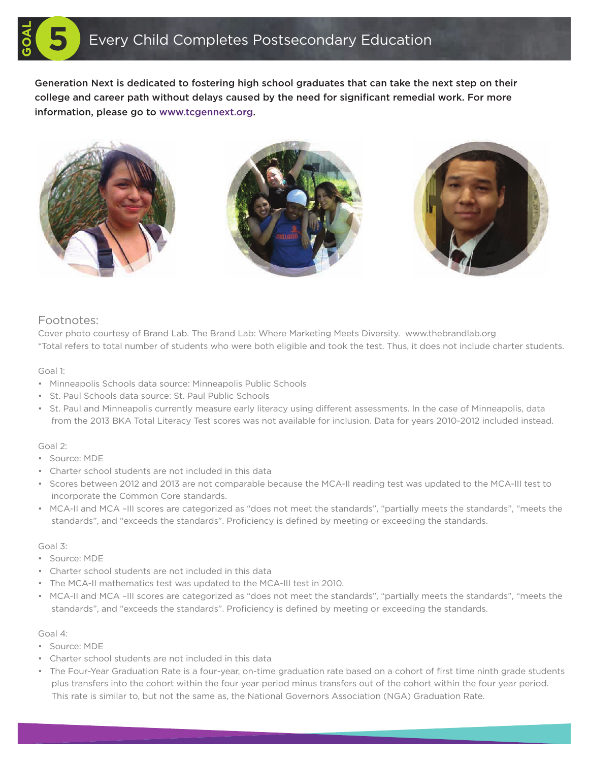# GOAL 5 Every Child Completes Postsecondary Education

**Generation Next is dedicated to fostering high school graduates that can take the next step on their college and career path without delays caused by the need for significant remedial work. For more information, please go to www.tcgennext.org.**

## Footnotes:

Cover photo courtesy of Brand Lab. The Brand Lab: Where Marketing Meets Diversity. www.thebrandlab.org

*Total refers to total number of students who were both eligible and took the test. Thus, it does not include charter students.

Goal 1:

- Minneapolis Schools data source: Minneapolis Public Schools
- St. Paul Schools data source: St. Paul Public Schools
- St. Paul and Minneapolis currently measure early literacy using different assessments. In the case of Minneapolis, data from the 2013 BKA Total Literacy Test scores was not available for inclusion. Data for years 2010-2012 included instead.

Goal 2:

- Source: MDE
- Charter school students are not included in this data
- Scores between 2012 and 2013 are not comparable because the MCA-II reading test was updated to the MCA-III test to incorporate the Common Core standards.
- MCA-II and MCA –III scores are categorized as “does not meet the standards”, “partially meets the standards”, “meets the standards”, and “exceeds the standards”. Proficiency is defined by meeting or exceeding the standards.

Goal 3:

- Source: MDE
- Charter school students are not included in this data
- The MCA-II mathematics test was updated to the MCA-III test in 2010.
- MCA-II and MCA –III scores are categorized as “does not meet the standards”, “partially meets the standards”, “meets the standards”, and “exceeds the standards”. Proficiency is defined by meeting or exceeding the standards.

Goal 4:

- Source: MDE
- Charter school students are not included in this data
- The Four-Year Graduation Rate is a four-year, on-time graduation rate based on a cohort of first time ninth grade students plus transfers into the cohort within the four year period minus transfers out of the cohort within the four year period. This rate is similar to, but not the same as, the National Governors Association (NGA) Graduation Rate.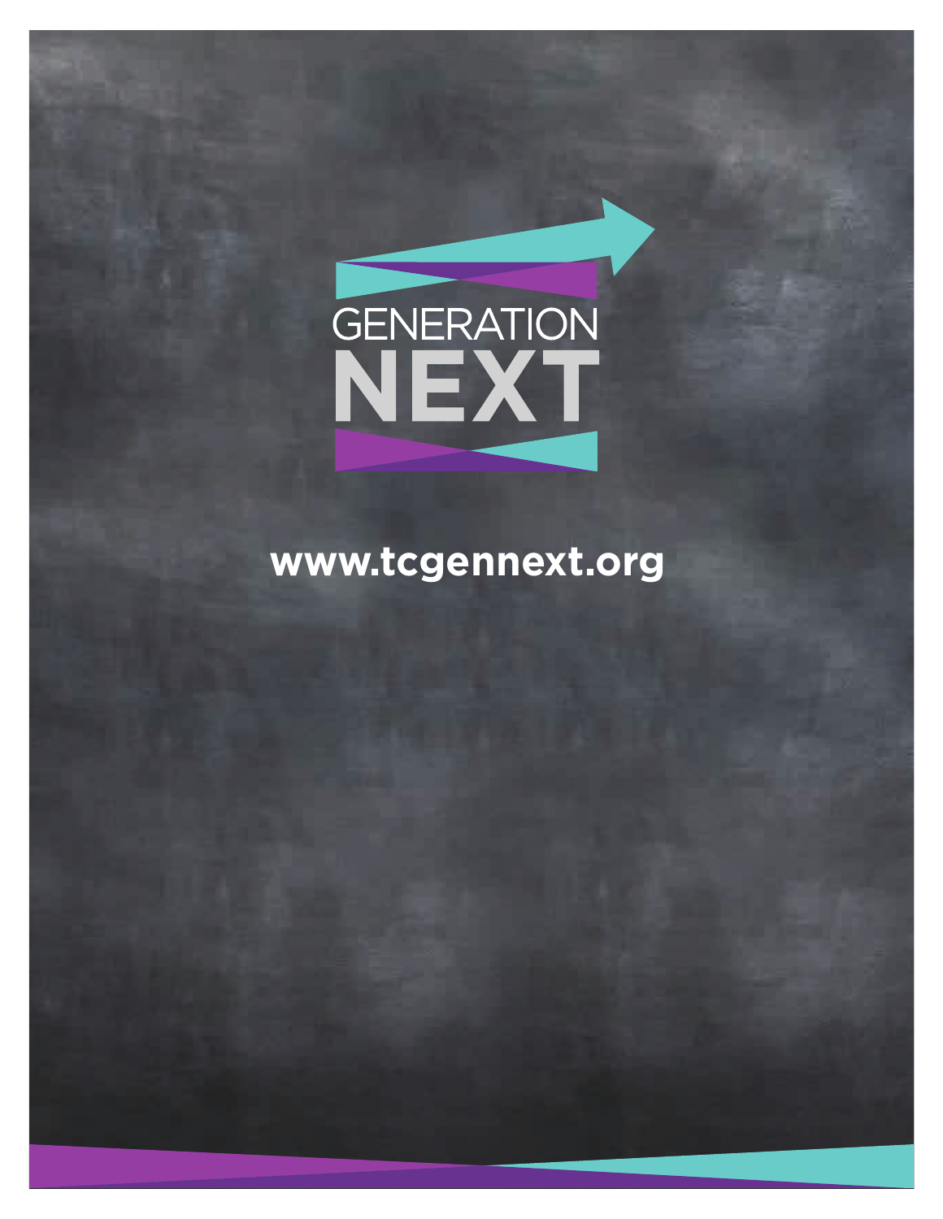GENERATION NEXT

**www.tcgennext.org**